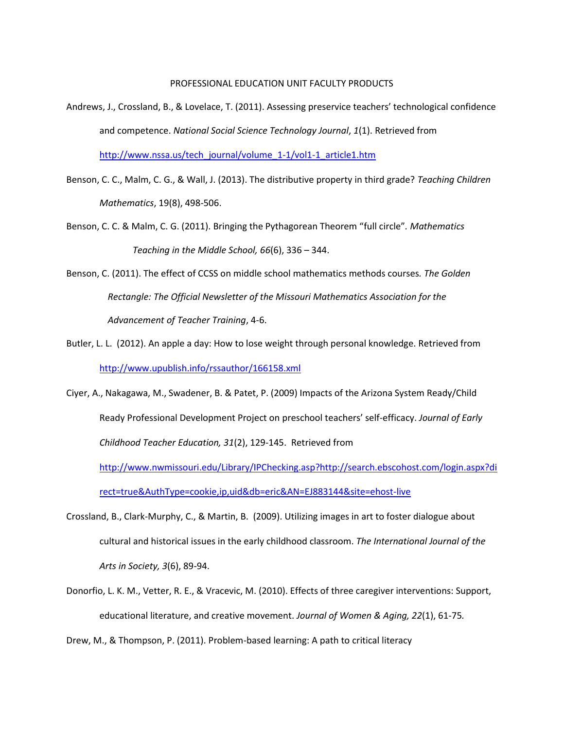# PROFESSIONAL EDUCATION UNIT FACULTY PRODUCTS

Andrews, J., Crossland, B., & Lovelace, T. (2011). Assessing preservice teachers' technological confidence and competence. *National Social Science Technology Journal*, *1*(1). Retrieved from http://www.nssa.us/tech_journal/volume_1-1/vol1-1_article1.htm

Benson, C. C., Malm, C. G., & Wall, J. (2013). The distributive property in third grade? *Teaching Children Mathematics*, 19(8), 498-506.

Benson, C. C. & Malm, C. G. (2011). Bringing the Pythagorean Theorem "full circle". *Mathematics Teaching in the Middle School, 66*(6), 336 – 344.

Benson, C. (2011). The effect of CCSS on middle school mathematics methods courses*. The Golden Rectangle: The Official Newsletter of the Missouri Mathematics Association for the Advancement of Teacher Training*, 4-6.

Butler, L. L. (2012). An apple a day: How to lose weight through personal knowledge. Retrieved from http://www.upublish.info/rssauthor/166158.xml

Ciyer, A., Nakagawa, M., Swadener, B. & Patet, P. (2009) Impacts of the Arizona System Ready/Child Ready Professional Development Project on preschool teachers' self-efficacy. *Journal of Early Childhood Teacher Education, 31*(2), 129-145. Retrieved from http://www.nwmissouri.edu/Library/IPChecking.asp?http://search.ebscohost.com/login.aspx?direct=true&AuthType=cookie,ip,uid&db=eric&AN=EJ883144&site=ehost-live

Crossland, B., Clark-Murphy, C., & Martin, B. (2009). Utilizing images in art to foster dialogue about cultural and historical issues in the early childhood classroom. *The International Journal of the Arts in Society, 3*(6), 89-94.

Donorfio, L. K. M., Vetter, R. E., & Vracevic, M. (2010). Effects of three caregiver interventions: Support, educational literature, and creative movement. *Journal of Women & Aging, 22*(1), 61-75.

Drew, M., & Thompson, P. (2011). Problem-based learning: A path to critical literacy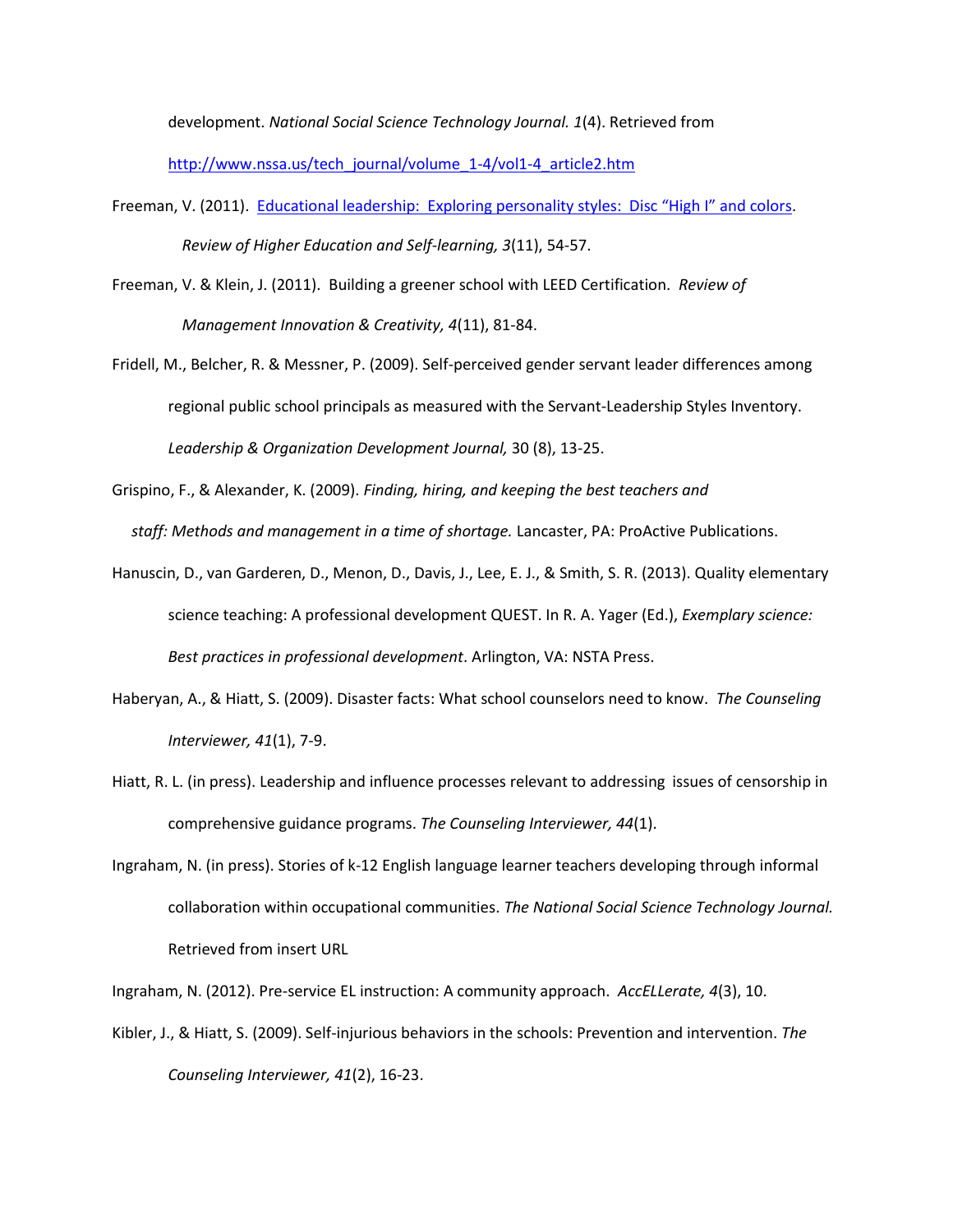development. *National Social Science Technology Journal. 1*(4). Retrieved from [http://www.nssa.us/tech_journal/volume_1-4/vol1-4_article2.htm](http://www.nssa.us/tech_journal/volume_1-4/vol1-4_article2.htm)

Freeman, V. (2011). [Educational leadership: Exploring personality styles: Disc "High I" and colors](). *Review of Higher Education and Self-learning, 3*(11), 54-57.

Freeman, V. & Klein, J. (2011). Building a greener school with LEED Certification. *Review of Management Innovation & Creativity, 4*(11), 81-84.

Fridell, M., Belcher, R. & Messner, P. (2009). Self-perceived gender servant leader differences among regional public school principals as measured with the Servant-Leadership Styles Inventory. *Leadership & Organization Development Journal,* 30 (8), 13-25.

Grispino, F., & Alexander, K. (2009). *Finding, hiring, and keeping the best teachers and staff: Methods and management in a time of shortage.* Lancaster, PA: ProActive Publications.

Hanuscin, D., van Garderen, D., Menon, D., Davis, J., Lee, E. J., & Smith, S. R. (2013). Quality elementary science teaching: A professional development QUEST. In R. A. Yager (Ed.), *Exemplary science: Best practices in professional development*. Arlington, VA: NSTA Press.

Haberyan, A., & Hiatt, S. (2009). Disaster facts: What school counselors need to know. *The Counseling Interviewer, 41*(1), 7-9.

Hiatt, R. L. (in press). Leadership and influence processes relevant to addressing issues of censorship in comprehensive guidance programs. *The Counseling Interviewer, 44*(1).

Ingraham, N. (in press). Stories of k-12 English language learner teachers developing through informal collaboration within occupational communities. *The National Social Science Technology Journal.* Retrieved from insert URL

Ingraham, N. (2012). Pre-service EL instruction: A community approach. *AccELLerate, 4*(3), 10.

Kibler, J., & Hiatt, S. (2009). Self-injurious behaviors in the schools: Prevention and intervention. *The Counseling Interviewer, 41*(2), 16-23.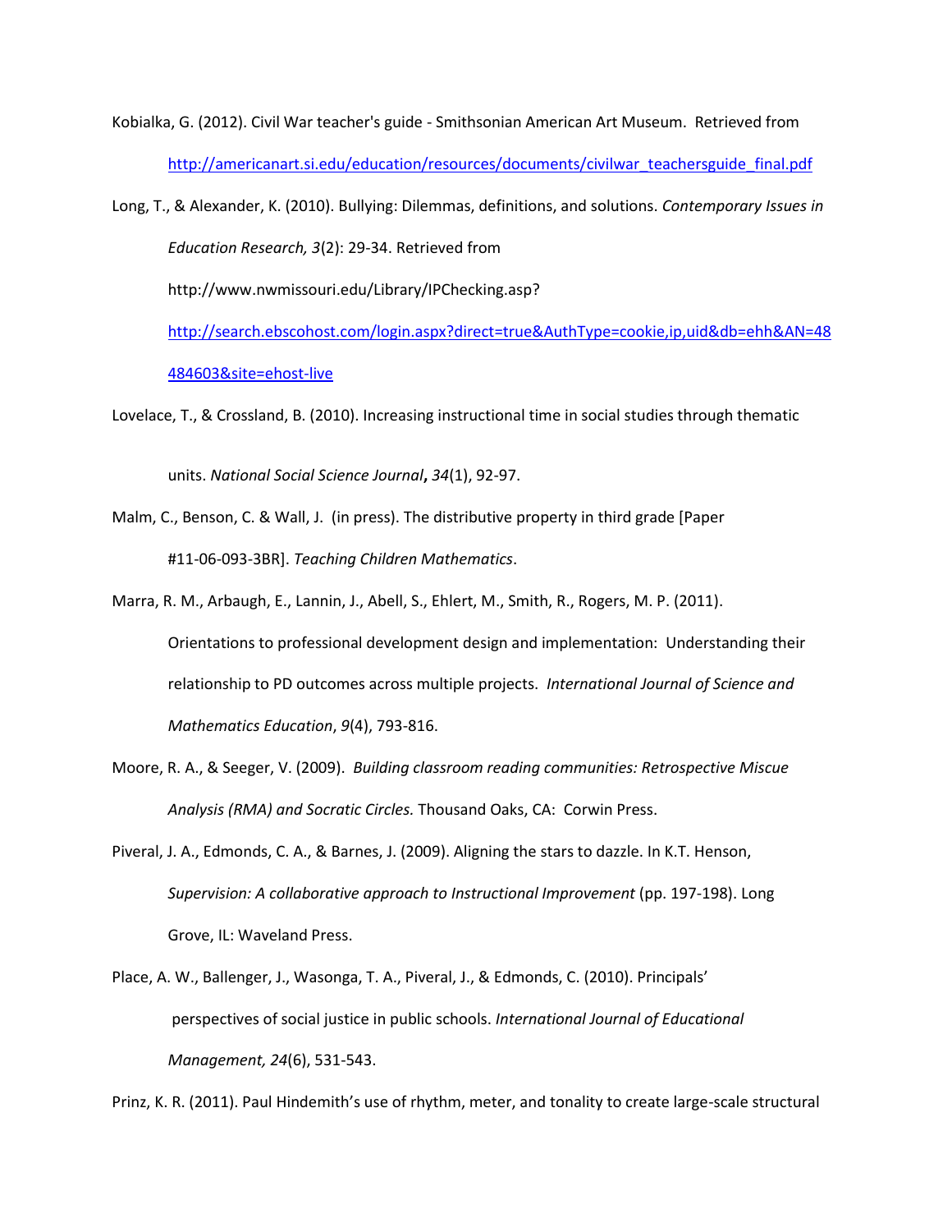Kobialka, G. (2012). Civil War teacher's guide - Smithsonian American Art Museum. Retrieved from http://americanart.si.edu/education/resources/documents/civilwar_teachersguide_final.pdf

Long, T., & Alexander, K. (2010). Bullying: Dilemmas, definitions, and solutions. *Contemporary Issues in Education Research, 3*(2): 29-34. Retrieved from http://www.nwmissouri.edu/Library/IPChecking.asp?http://search.ebscohost.com/login.aspx?direct=true&AuthType=cookie,ip,uid&db=ehh&AN=48484603&site=ehost-live

Lovelace, T., & Crossland, B. (2010). Increasing instructional time in social studies through thematic units. *National Social Science Journal***,** *34*(1), 92-97.

Malm, C., Benson, C. & Wall, J. (in press). The distributive property in third grade [Paper #11-06-093-3BR]. *Teaching Children Mathematics*.

Marra, R. M., Arbaugh, E., Lannin, J., Abell, S., Ehlert, M., Smith, R., Rogers, M. P. (2011). Orientations to professional development design and implementation: Understanding their relationship to PD outcomes across multiple projects. *International Journal of Science and Mathematics Education*, *9*(4), 793-816.

Moore, R. A., & Seeger, V. (2009). *Building classroom reading communities: Retrospective Miscue Analysis (RMA) and Socratic Circles.* Thousand Oaks, CA: Corwin Press.

Piveral, J. A., Edmonds, C. A., & Barnes, J. (2009). Aligning the stars to dazzle. In K.T. Henson, *Supervision: A collaborative approach to Instructional Improvement* (pp. 197-198). Long Grove, IL: Waveland Press.

Place, A. W., Ballenger, J., Wasonga, T. A., Piveral, J., & Edmonds, C. (2010). Principals' perspectives of social justice in public schools. *International Journal of Educational Management, 24*(6), 531-543.

Prinz, K. R. (2011). Paul Hindemith's use of rhythm, meter, and tonality to create large-scale structural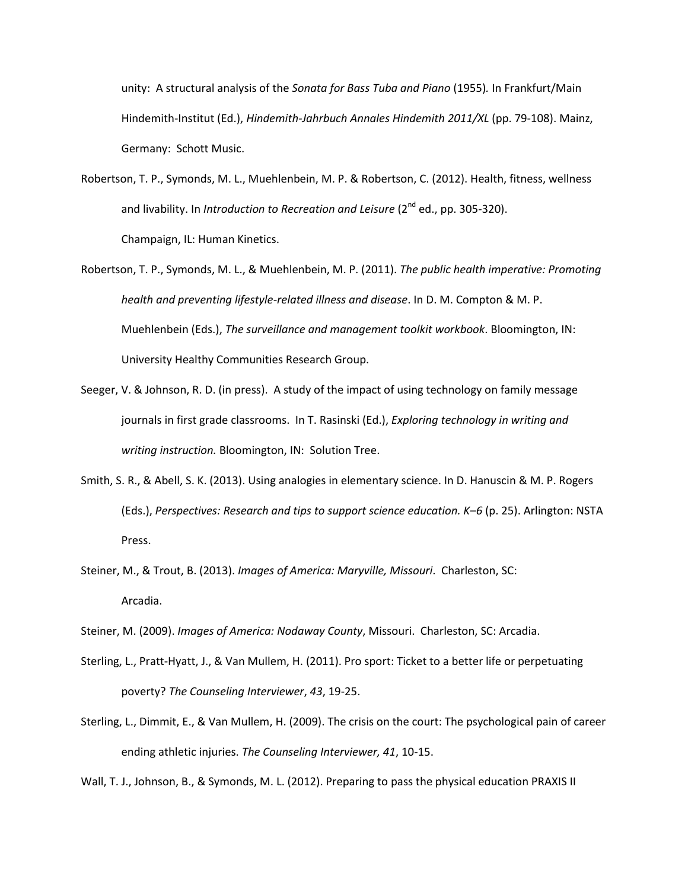unity: A structural analysis of the *Sonata for Bass Tuba and Piano* (1955). In Frankfurt/Main Hindemith-Institut (Ed.), *Hindemith-Jahrbuch Annales Hindemith 2011/XL* (pp. 79-108). Mainz, Germany: Schott Music.

Robertson, T. P., Symonds, M. L., Muehlenbein, M. P. & Robertson, C. (2012). Health, fitness, wellness and livability. In *Introduction to Recreation and Leisure* (2nd ed., pp. 305-320). Champaign, IL: Human Kinetics.

Robertson, T. P., Symonds, M. L., & Muehlenbein, M. P. (2011). *The public health imperative: Promoting health and preventing lifestyle-related illness and disease*. In D. M. Compton & M. P. Muehlenbein (Eds.), *The surveillance and management toolkit workbook*. Bloomington, IN: University Healthy Communities Research Group.

Seeger, V. & Johnson, R. D. (in press). A study of the impact of using technology on family message journals in first grade classrooms. In T. Rasinski (Ed.), *Exploring technology in writing and writing instruction.* Bloomington, IN: Solution Tree.

Smith, S. R., & Abell, S. K. (2013). Using analogies in elementary science. In D. Hanuscin & M. P. Rogers (Eds.), *Perspectives: Research and tips to support science education. K–6* (p. 25). Arlington: NSTA Press.

Steiner, M., & Trout, B. (2013). *Images of America: Maryville, Missouri*. Charleston, SC: Arcadia.

Steiner, M. (2009). *Images of America: Nodaway County*, Missouri. Charleston, SC: Arcadia.

Sterling, L., Pratt-Hyatt, J., & Van Mullem, H. (2011). Pro sport: Ticket to a better life or perpetuating poverty? *The Counseling Interviewer*, *43*, 19-25.

Sterling, L., Dimmit, E., & Van Mullem, H. (2009). The crisis on the court: The psychological pain of career ending athletic injuries. *The Counseling Interviewer, 41*, 10-15.

Wall, T. J., Johnson, B., & Symonds, M. L. (2012). Preparing to pass the physical education PRAXIS II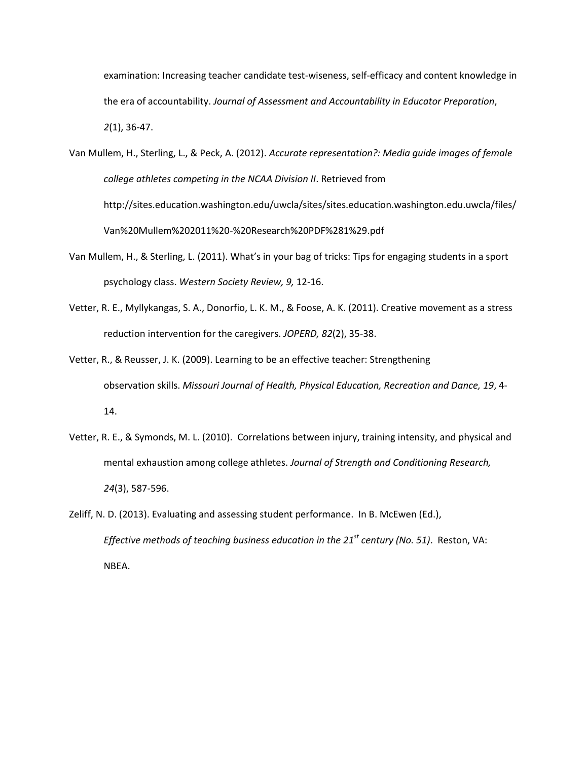examination: Increasing teacher candidate test-wiseness, self-efficacy and content knowledge in the era of accountability. *Journal of Assessment and Accountability in Educator Preparation*, *2*(1), 36-47.

Van Mullem, H., Sterling, L., & Peck, A. (2012). *Accurate representation?: Media guide images of female college athletes competing in the NCAA Division II*. Retrieved from http://sites.education.washington.edu/uwcla/sites/sites.education.washington.edu.uwcla/files/Van%20Mullem%202011%20-%20Research%20PDF%281%29.pdf

Van Mullem, H., & Sterling, L. (2011). What's in your bag of tricks: Tips for engaging students in a sport psychology class. *Western Society Review, 9,* 12-16.

Vetter, R. E., Myllykangas, S. A., Donorfio, L. K. M., & Foose, A. K. (2011). Creative movement as a stress reduction intervention for the caregivers. *JOPERD, 82*(2), 35-38.

Vetter, R., & Reusser, J. K. (2009). Learning to be an effective teacher: Strengthening observation skills. *Missouri Journal of Health, Physical Education, Recreation and Dance, 19*, 4-14.

Vetter, R. E., & Symonds, M. L. (2010). Correlations between injury, training intensity, and physical and mental exhaustion among college athletes. *Journal of Strength and Conditioning Research, 24*(3), 587-596.

Zeliff, N. D. (2013). Evaluating and assessing student performance. In B. McEwen (Ed.), *Effective methods of teaching business education in the 21st century (No. 51)*. Reston, VA: NBEA.